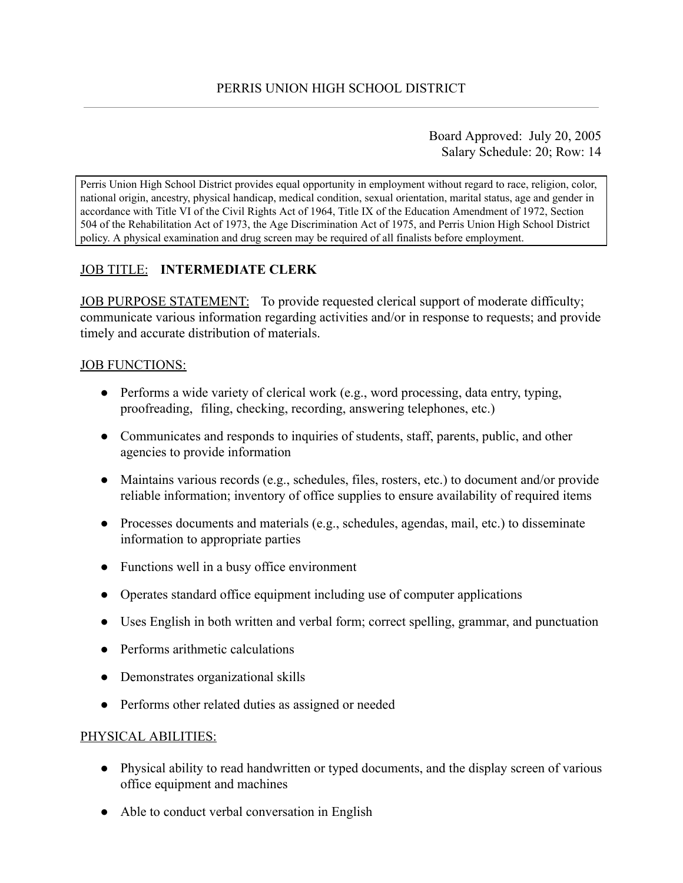# PERRIS UNION HIGH SCHOOL DISTRICT

Board Approved: July 20, 2005
Salary Schedule: 20; Row: 14

Perris Union High School District provides equal opportunity in employment without regard to race, religion, color, national origin, ancestry, physical handicap, medical condition, sexual orientation, marital status, age and gender in accordance with Title VI of the Civil Rights Act of 1964, Title IX of the Education Amendment of 1972, Section 504 of the Rehabilitation Act of 1973, the Age Discrimination Act of 1975, and Perris Union High School District policy. A physical examination and drug screen may be required of all finalists before employment.

JOB TITLE: **INTERMEDIATE CLERK**

JOB PURPOSE STATEMENT: To provide requested clerical support of moderate difficulty; communicate various information regarding activities and/or in response to requests; and provide timely and accurate distribution of materials.

JOB FUNCTIONS:

- Performs a wide variety of clerical work (e.g., word processing, data entry, typing, proofreading, filing, checking, recording, answering telephones, etc.)
- Communicates and responds to inquiries of students, staff, parents, public, and other agencies to provide information
- Maintains various records (e.g., schedules, files, rosters, etc.) to document and/or provide reliable information; inventory of office supplies to ensure availability of required items
- Processes documents and materials (e.g., schedules, agendas, mail, etc.) to disseminate information to appropriate parties
- Functions well in a busy office environment
- Operates standard office equipment including use of computer applications
- Uses English in both written and verbal form; correct spelling, grammar, and punctuation
- Performs arithmetic calculations
- Demonstrates organizational skills
- Performs other related duties as assigned or needed

PHYSICAL ABILITIES:

- Physical ability to read handwritten or typed documents, and the display screen of various office equipment and machines
- Able to conduct verbal conversation in English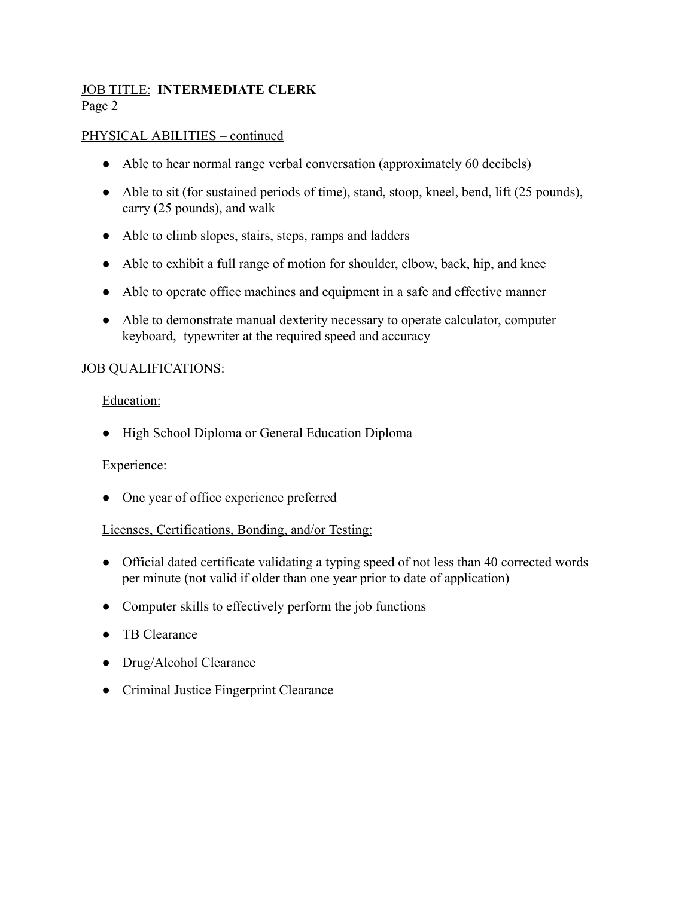JOB TITLE: **INTERMEDIATE CLERK**

PHYSICAL ABILITIES – continued

- Able to hear normal range verbal conversation (approximately 60 decibels)
- Able to sit (for sustained periods of time), stand, stoop, kneel, bend, lift (25 pounds), carry (25 pounds), and walk
- Able to climb slopes, stairs, steps, ramps and ladders
- Able to exhibit a full range of motion for shoulder, elbow, back, hip, and knee
- Able to operate office machines and equipment in a safe and effective manner
- Able to demonstrate manual dexterity necessary to operate calculator, computer keyboard, typewriter at the required speed and accuracy

JOB QUALIFICATIONS:

Education:

- High School Diploma or General Education Diploma

Experience:

- One year of office experience preferred

Licenses, Certifications, Bonding, and/or Testing:

- Official dated certificate validating a typing speed of not less than 40 corrected words per minute (not valid if older than one year prior to date of application)
- Computer skills to effectively perform the job functions
- TB Clearance
- Drug/Alcohol Clearance
- Criminal Justice Fingerprint Clearance